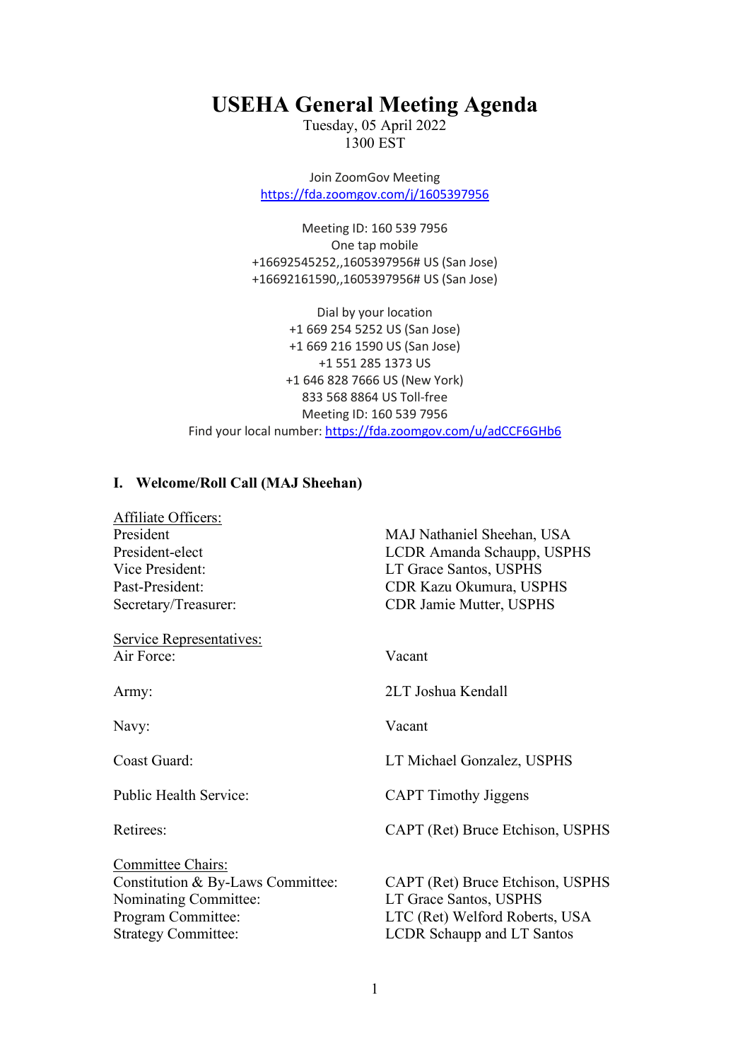# USEHA General Meeting Agenda

Tuesday, 05 April 2022
1300 EST

Join ZoomGov Meeting
https://fda.zoomgov.com/j/1605397956

Meeting ID: 160 539 7956
One tap mobile
+16692545252,,1605397956# US (San Jose)
+16692161590,,1605397956# US (San Jose)

Dial by your location
+1 669 254 5252 US (San Jose)
+1 669 216 1590 US (San Jose)
+1 551 285 1373 US
+1 646 828 7666 US (New York)
833 568 8864 US Toll-free
Meeting ID: 160 539 7956
Find your local number: https://fda.zoomgov.com/u/adCCF6GHb6

## I. Welcome/Roll Call (MAJ Sheehan)

Affiliate Officers:

| | |
|---|---|
| President | MAJ Nathaniel Sheehan, USA |
| President-elect | LCDR Amanda Schaupp, USPHS |
| Vice President: | LT Grace Santos, USPHS |
| Past-President: | CDR Kazu Okumura, USPHS |
| Secretary/Treasurer: | CDR Jamie Mutter, USPHS |

Service Representatives:

| | |
|---|---|
| Air Force: | Vacant |
| Army: | 2LT Joshua Kendall |
| Navy: | Vacant |
| Coast Guard: | LT Michael Gonzalez, USPHS |
| Public Health Service: | CAPT Timothy Jiggens |
| Retirees: | CAPT (Ret) Bruce Etchison, USPHS |

Committee Chairs:

| | |
|---|---|
| Constitution & By-Laws Committee: | CAPT (Ret) Bruce Etchison, USPHS |
| Nominating Committee: | LT Grace Santos, USPHS |
| Program Committee: | LTC (Ret) Welford Roberts, USA |
| Strategy Committee: | LCDR Schaupp and LT Santos |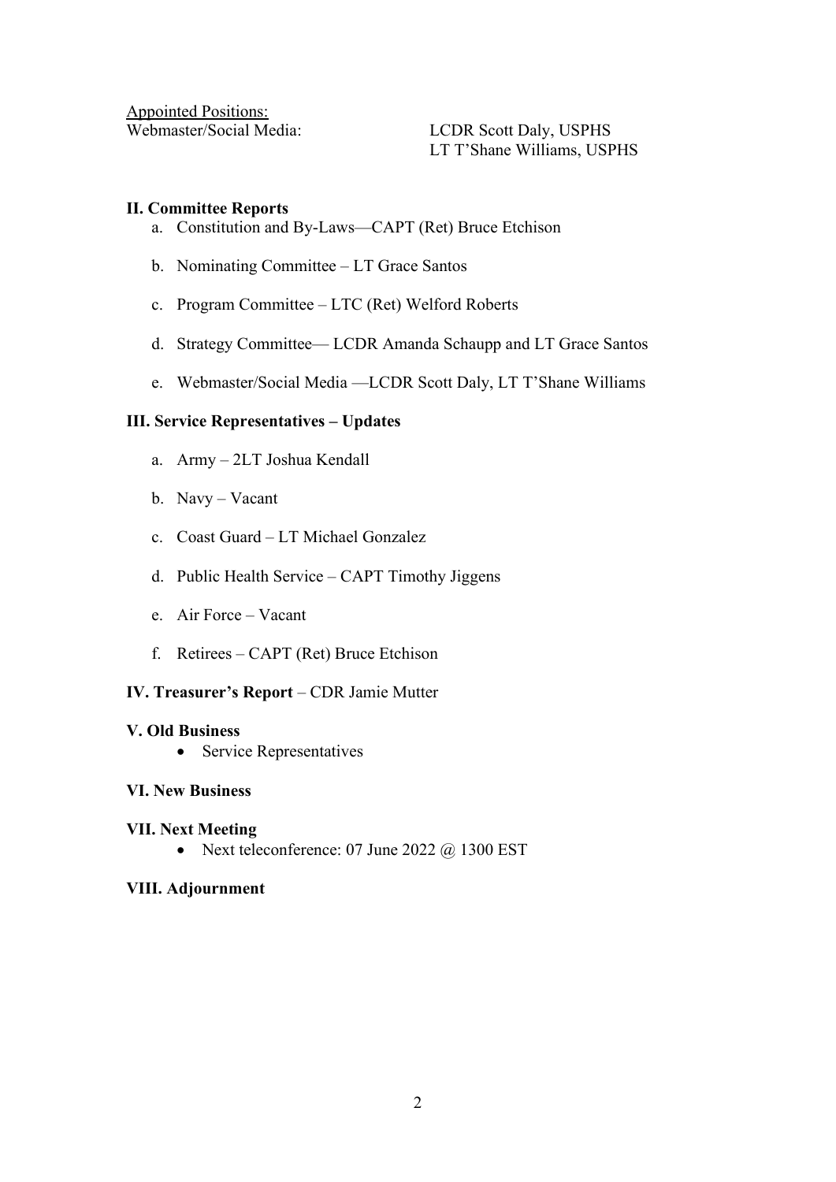<u>Appointed Positions:</u>

Webmaster/Social Media: LCDR Scott Daly, USPHS
LT T'Shane Williams, USPHS

**II. Committee Reports**

a. Constitution and By-Laws—CAPT (Ret) Bruce Etchison

b. Nominating Committee – LT Grace Santos

c. Program Committee – LTC (Ret) Welford Roberts

d. Strategy Committee— LCDR Amanda Schaupp and LT Grace Santos

e. Webmaster/Social Media —LCDR Scott Daly, LT T'Shane Williams

**III. Service Representatives – Updates**

a. Army – 2LT Joshua Kendall

b. Navy – Vacant

c. Coast Guard – LT Michael Gonzalez

d. Public Health Service – CAPT Timothy Jiggens

e. Air Force – Vacant

f. Retirees – CAPT (Ret) Bruce Etchison

**IV. Treasurer's Report** – CDR Jamie Mutter

**V. Old Business**

- Service Representatives

**VI. New Business**

**VII. Next Meeting**

- Next teleconference: 07 June 2022 @ 1300 EST

**VIII. Adjournment**